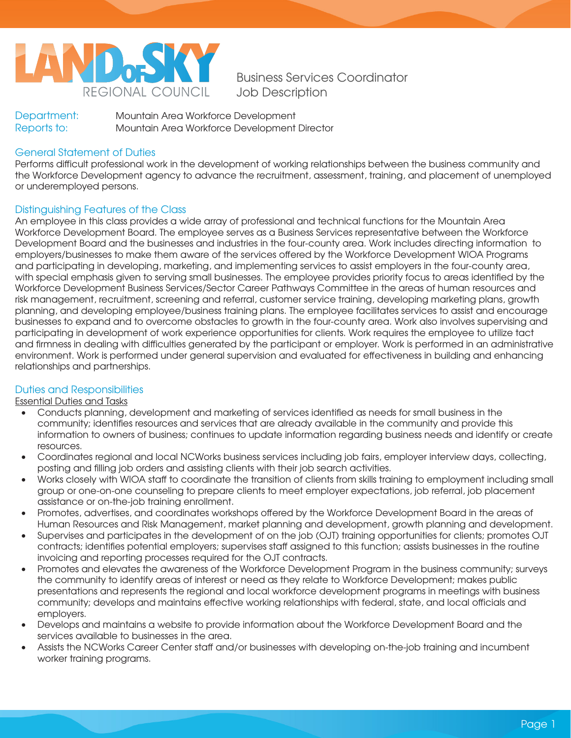LAND OF SKY REGIONAL COUNCIL

# Business Services Coordinator Job Description

Department: Mountain Area Workforce Development
Reports to: Mountain Area Workforce Development Director

## General Statement of Duties

Performs difficult professional work in the development of working relationships between the business community and the Workforce Development agency to advance the recruitment, assessment, training, and placement of unemployed or underemployed persons.

## Distinguishing Features of the Class

An employee in this class provides a wide array of professional and technical functions for the Mountain Area Workforce Development Board. The employee serves as a Business Services representative between the Workforce Development Board and the businesses and industries in the four-county area. Work includes directing information to employers/businesses to make them aware of the services offered by the Workforce Development WIOA Programs and participating in developing, marketing, and implementing services to assist employers in the four-county area, with special emphasis given to serving small businesses. The employee provides priority focus to areas identified by the Workforce Development Business Services/Sector Career Pathways Committee in the areas of human resources and risk management, recruitment, screening and referral, customer service training, developing marketing plans, growth planning, and developing employee/business training plans. The employee facilitates services to assist and encourage businesses to expand and to overcome obstacles to growth in the four-county area. Work also involves supervising and participating in development of work experience opportunities for clients. Work requires the employee to utilize tact and firmness in dealing with difficulties generated by the participant or employer. Work is performed in an administrative environment. Work is performed under general supervision and evaluated for effectiveness in building and enhancing relationships and partnerships.

## Duties and Responsibilities

Essential Duties and Tasks

- Conducts planning, development and marketing of services identified as needs for small business in the community; identifies resources and services that are already available in the community and provide this information to owners of business; continues to update information regarding business needs and identify or create resources.
- Coordinates regional and local NCWorks business services including job fairs, employer interview days, collecting, posting and filling job orders and assisting clients with their job search activities.
- Works closely with WIOA staff to coordinate the transition of clients from skills training to employment including small group or one-on-one counseling to prepare clients to meet employer expectations, job referral, job placement assistance or on-the-job training enrollment.
- Promotes, advertises, and coordinates workshops offered by the Workforce Development Board in the areas of Human Resources and Risk Management, market planning and development, growth planning and development.
- Supervises and participates in the development of on the job (OJT) training opportunities for clients; promotes OJT contracts; identifies potential employers; supervises staff assigned to this function; assists businesses in the routine invoicing and reporting processes required for the OJT contracts.
- Promotes and elevates the awareness of the Workforce Development Program in the business community; surveys the community to identify areas of interest or need as they relate to Workforce Development; makes public presentations and represents the regional and local workforce development programs in meetings with business community; develops and maintains effective working relationships with federal, state, and local officials and employers.
- Develops and maintains a website to provide information about the Workforce Development Board and the services available to businesses in the area.
- Assists the NCWorks Career Center staff and/or businesses with developing on-the-job training and incumbent worker training programs.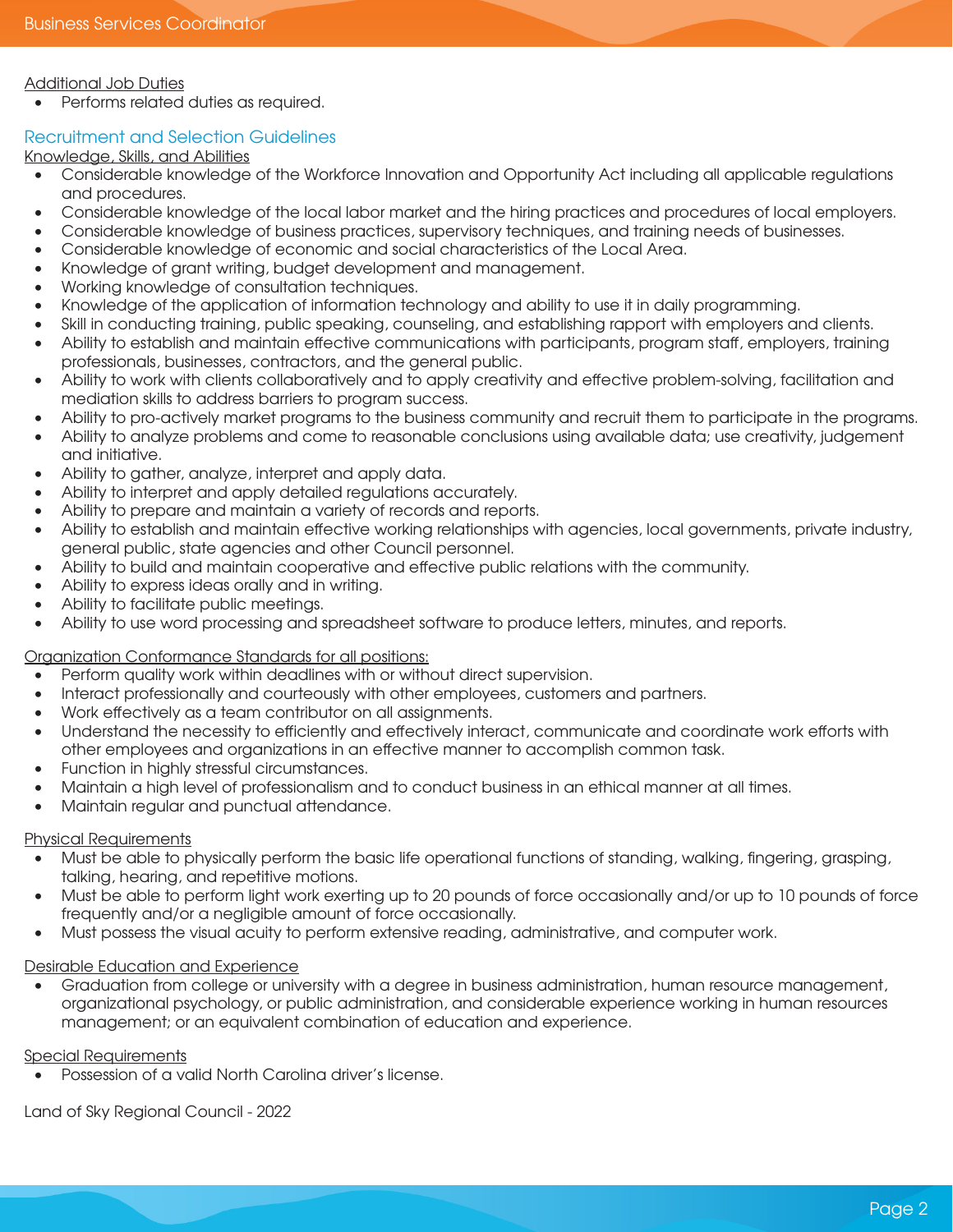Additional Job Duties

- Performs related duties as required.

## Recruitment and Selection Guidelines

Knowledge, Skills, and Abilities

- Considerable knowledge of the Workforce Innovation and Opportunity Act including all applicable regulations and procedures.
- Considerable knowledge of the local labor market and the hiring practices and procedures of local employers.
- Considerable knowledge of business practices, supervisory techniques, and training needs of businesses.
- Considerable knowledge of economic and social characteristics of the Local Area.
- Knowledge of grant writing, budget development and management.
- Working knowledge of consultation techniques.
- Knowledge of the application of information technology and ability to use it in daily programming.
- Skill in conducting training, public speaking, counseling, and establishing rapport with employers and clients.
- Ability to establish and maintain effective communications with participants, program staff, employers, training professionals, businesses, contractors, and the general public.
- Ability to work with clients collaboratively and to apply creativity and effective problem-solving, facilitation and mediation skills to address barriers to program success.
- Ability to pro-actively market programs to the business community and recruit them to participate in the programs.
- Ability to analyze problems and come to reasonable conclusions using available data; use creativity, judgement and initiative.
- Ability to gather, analyze, interpret and apply data.
- Ability to interpret and apply detailed regulations accurately.
- Ability to prepare and maintain a variety of records and reports.
- Ability to establish and maintain effective working relationships with agencies, local governments, private industry, general public, state agencies and other Council personnel.
- Ability to build and maintain cooperative and effective public relations with the community.
- Ability to express ideas orally and in writing.
- Ability to facilitate public meetings.
- Ability to use word processing and spreadsheet software to produce letters, minutes, and reports.

Organization Conformance Standards for all positions:

- Perform quality work within deadlines with or without direct supervision.
- Interact professionally and courteously with other employees, customers and partners.
- Work effectively as a team contributor on all assignments.
- Understand the necessity to efficiently and effectively interact, communicate and coordinate work efforts with other employees and organizations in an effective manner to accomplish common task.
- Function in highly stressful circumstances.
- Maintain a high level of professionalism and to conduct business in an ethical manner at all times.
- Maintain regular and punctual attendance.

Physical Requirements

- Must be able to physically perform the basic life operational functions of standing, walking, fingering, grasping, talking, hearing, and repetitive motions.
- Must be able to perform light work exerting up to 20 pounds of force occasionally and/or up to 10 pounds of force frequently and/or a negligible amount of force occasionally.
- Must possess the visual acuity to perform extensive reading, administrative, and computer work.

Desirable Education and Experience

- Graduation from college or university with a degree in business administration, human resource management, organizational psychology, or public administration, and considerable experience working in human resources management; or an equivalent combination of education and experience.

Special Requirements

- Possession of a valid North Carolina driver's license.

Land of Sky Regional Council - 2022